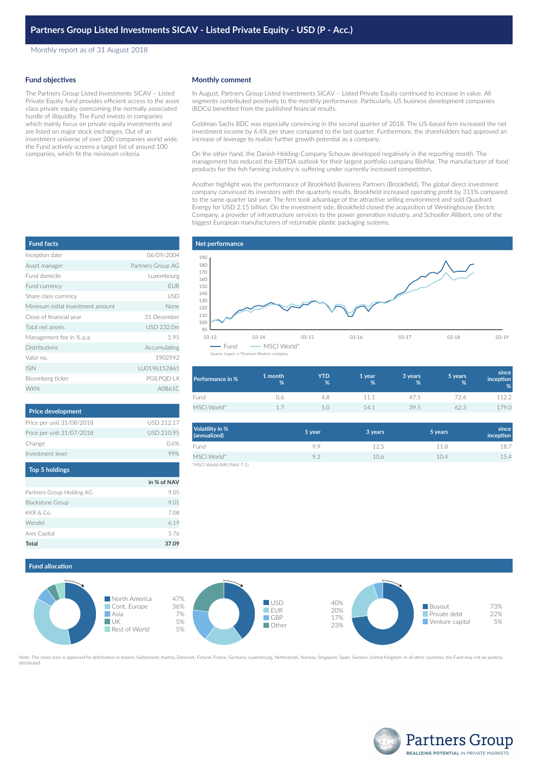# Partners Group Listed Investments SICAV - Listed Private Equity - USD (P - Acc.)

Monthly report as of 31 August 2018

## Fund objectives

The Partners Group Listed Investments SICAV – Listed Private Equity fund provides efficient access to the asset class private equity overcoming the normally associated hurdle of illiquidity. The Fund invests in companies which mainly focus on private equity investments and are listed on major stock exchanges. Out of an investment universe of over 200 companies world wide, the Fund actively screens a target list of around 100 companies, which fit the minimum criteria.

## Monthly comment

In August, Partners Group Listed Investments SICAV – Listed Private Equity continued to increase in value. All segments contributed positively to the monthly performance. Particularly, US business development companies (BDCs) benefited from the published financial results.

Goldman Sachs BDC was especially convincing in the second quarter of 2018. The US-based firm increased the net investment income by 6.4% per share compared to the last quarter. Furthermore, the shareholders had approved an increase of leverage to realize further growth potential as a company.

On the other hand, the Danish Holding-Company Schouw developed negatively in the reporting month. The management has reduced the EBITDA outlook for their largest portfolio company BioMar. The manufacturer of food products for the fish farming industry is suffering under currently increased competition.

Another highlight was the performance of Brookfield Business Partners (Brookfield). The global direct investment company convinced its investors with the quarterly results. Brookfield increased operating profit by 311% compared to the same quarter last year. The firm took advantage of the attractive selling environment and sold Quadrant Energy for USD 2.15 billion. On the investment side, Brookfield closed the acquisition of Westinghouse Electric Company, a provider of infrastructure services to the power generation industry, and Schoeller Allibert, one of the biggest European manufacturers of returnable plastic packaging systems.

## Fund facts

| | |
|---|---|
| Inception date | 06/09/2004 |
| Asset manager | Partners Group AG |
| Fund domicile | Luxembourg |
| Fund currency | EUR |
| Share class currency | USD |
| Minimum initial investment amount | None |
| Close of financial year | 31 December |
| Total net assets | USD 232.0m |
| Management fee in % p.a. | 1.95 |
| Distributions | Accumulating |
| Valor no. | 1902992 |
| ISIN | LU0196152861 |
| Bloomberg ticker | PGILPQD LX |
| WKN | A0B61C |

## Net performance

Source: Lipper, a Thomson Reuters company

| Performance in % | 1 month % | YTD % | 1 year % | 3 years % | 5 years % | since inception % |
|---|---|---|---|---|---|---|
| Fund | 0.6 | 4.8 | 11.1 | 47.5 | 72.4 | 112.2 |
| MSCI World* | 1.7 | 5.0 | 14.1 | 39.5 | 62.3 | 179.0 |

| Volatility in % (annualized) | 1 year | 3 years | 5 years | since inception |
|---|---|---|---|---|
| Fund | 9.9 | 12.5 | 11.8 | 18.7 |
| MSCI World* | 9.3 | 10.6 | 10.4 | 15.4 |

*MSCI World (NR) (NAV T-1)

## Price development

| | |
|---|---|
| Price per unit 31/08/2018 | USD 212.17 |
| Price per unit 31/07/2018 | USD 210.95 |
| Change | 0.6% |
| Investment level | 99% |

## Top 5 holdings

| | in % of NAV |
|---|---|
| Partners Group Holding AG | 9.05 |
| Blackstone Group | 9.01 |
| KKR & Co. | 7.08 |
| Wendel | 6.19 |
| Ares Capital | 5.76 |
| **Total** | **37.09** |

## Fund allocation

| Region | % |
|---|---|
| North America | 47% |
| Cont. Europe | 36% |
| Asia | 7% |
| UK | 5% |
| Rest of World | 5% |

| Currency | % |
|---|---|
| USD | 40% |
| EUR | 20% |
| GBP | 17% |
| Other | 23% |

| Strategy | % |
|---|---|
| Buyout | 73% |
| Private debt | 22% |
| Venture capital | 5% |

Note: This share class is approved for distribution in Ireland, Switzerland, Austria, Denmark, Finland, France, Germany, Luxembourg, Netherlands, Norway, Singapore, Spain, Sweden, United Kingdom. In all other countries, the Fund may not be publicly distributed.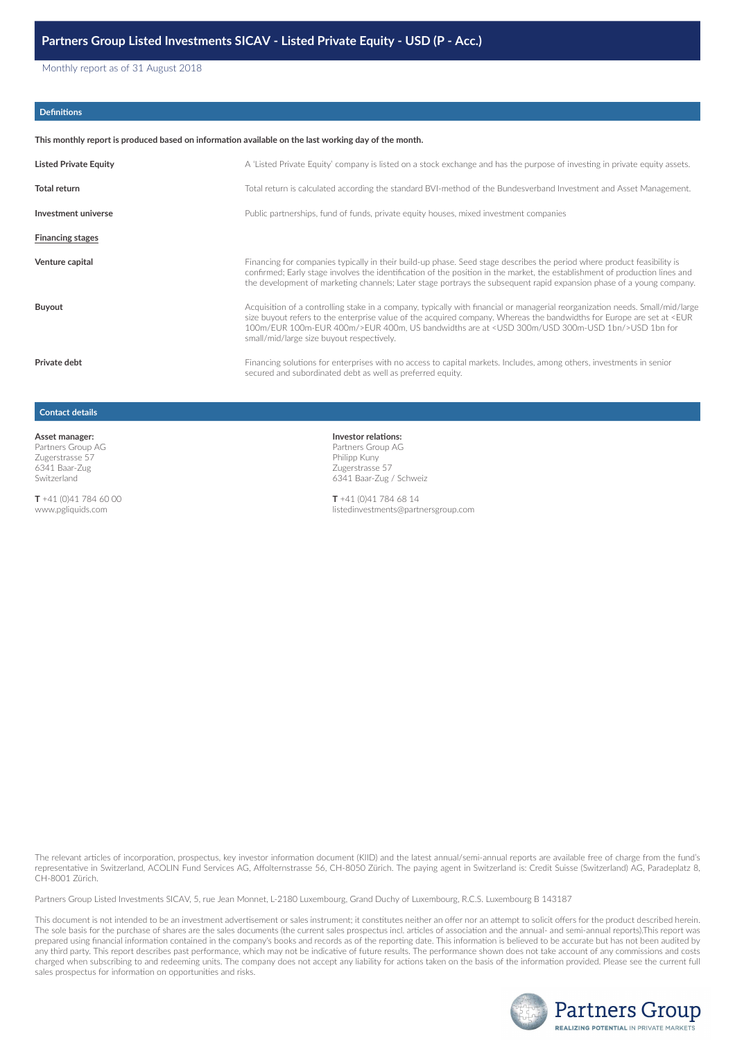# Partners Group Listed Investments SICAV - Listed Private Equity - USD (P - Acc.)

Monthly report as of 31 August 2018

## Definitions

**This monthly report is produced based on information available on the last working day of the month.**

| | |
|---|---|
| **Listed Private Equity** | A 'Listed Private Equity' company is listed on a stock exchange and has the purpose of investing in private equity assets. |
| **Total return** | Total return is calculated according the standard BVI-method of the Bundesverband Investment and Asset Management. |
| **Investment universe** | Public partnerships, fund of funds, private equity houses, mixed investment companies |
| **Financing stages** | |
| **Venture capital** | Financing for companies typically in their build-up phase. Seed stage describes the period where product feasibility is confirmed; Early stage involves the identification of the position in the market, the establishment of production lines and the development of marketing channels; Later stage portrays the subsequent rapid expansion phase of a young company. |
| **Buyout** | Acquisition of a controlling stake in a company, typically with financial or managerial reorganization needs. Small/mid/large size buyout refers to the enterprise value of the acquired company. Whereas the bandwidths for Europe are set at <EUR 100m/EUR 100m-EUR 400m/>EUR 400m, US bandwidths are at <USD 300m/USD 300m-USD 1bn/>USD 1bn for small/mid/large size buyout respectively. |
| **Private debt** | Financing solutions for enterprises with no access to capital markets. Includes, among others, investments in senior secured and subordinated debt as well as preferred equity. |

## Contact details

**Asset manager:**
Partners Group AG
Zugerstrasse 57
6341 Baar-Zug
Switzerland

**T** +41 (0)41 784 60 00
www.pgliquids.com

**Investor relations:**
Partners Group AG
Philipp Kuny
Zugerstrasse 57
6341 Baar-Zug / Schweiz

**T** +41 (0)41 784 68 14
listedinvestments@partnersgroup.com

The relevant articles of incorporation, prospectus, key investor information document (KIID) and the latest annual/semi-annual reports are available free of charge from the fund's representative in Switzerland, ACOLIN Fund Services AG, Affolternstrasse 56, CH-8050 Zürich. The paying agent in Switzerland is: Credit Suisse (Switzerland) AG, Paradeplatz 8, CH-8001 Zürich.

Partners Group Listed Investments SICAV, 5, rue Jean Monnet, L-2180 Luxembourg, Grand Duchy of Luxembourg, R.C.S. Luxembourg B 143187

This document is not intended to be an investment advertisement or sales instrument; it constitutes neither an offer nor an attempt to solicit offers for the product described herein. The sole basis for the purchase of shares are the sales documents (the current sales prospectus incl. articles of association and the annual- and semi-annual reports).This report was prepared using financial information contained in the company's books and records as of the reporting date. This information is believed to be accurate but has not been audited by any third party. This report describes past performance, which may not be indicative of future results. The performance shown does not take account of any commissions and costs charged when subscribing to and redeeming units. The company does not accept any liability for actions taken on the basis of the information provided. Please see the current full sales prospectus for information on opportunities and risks.

Partners Group
REALIZING POTENTIAL IN PRIVATE MARKETS